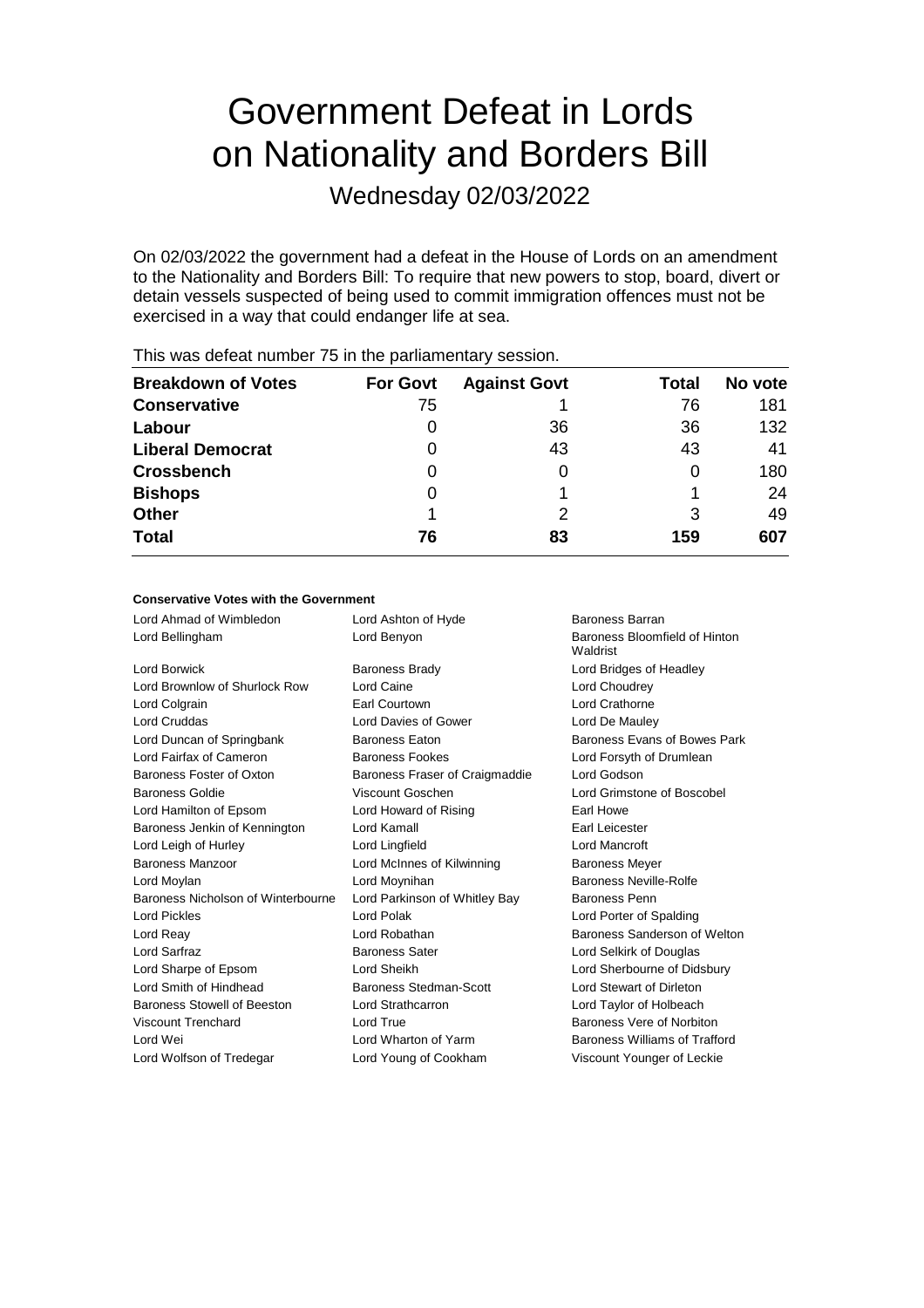# Government Defeat in Lords on Nationality and Borders Bill

## Wednesday 02/03/2022

On 02/03/2022 the government had a defeat in the House of Lords on an amendment to the Nationality and Borders Bill: To require that new powers to stop, board, divert or detain vessels suspected of being used to commit immigration offences must not be exercised in a way that could endanger life at sea.

This was defeat number 75 in the parliamentary session.

| Breakdown of Votes | For Govt | Against Govt | Total | No vote |
|---|---|---|---|---|
| **Conservative** | 75 | 1 | 76 | 181 |
| **Labour** | 0 | 36 | 36 | 132 |
| **Liberal Democrat** | 0 | 43 | 43 | 41 |
| **Crossbench** | 0 | 0 | 0 | 180 |
| **Bishops** | 0 | 1 | 1 | 24 |
| **Other** | 1 | 2 | 3 | 49 |
| **Total** | **76** | **83** | **159** | **607** |

**Conservative Votes with the Government**

| | | |
|---|---|---|
| Lord Ahmad of Wimbledon | Lord Ashton of Hyde | Baroness Barran |
| Lord Bellingham | Lord Benyon | Baroness Bloomfield of Hinton Waldrist |
| Lord Borwick | Baroness Brady | Lord Bridges of Headley |
| Lord Brownlow of Shurlock Row | Lord Caine | Lord Choudrey |
| Lord Colgrain | Earl Courtown | Lord Crathorne |
| Lord Cruddas | Lord Davies of Gower | Lord De Mauley |
| Lord Duncan of Springbank | Baroness Eaton | Baroness Evans of Bowes Park |
| Lord Fairfax of Cameron | Baroness Fookes | Lord Forsyth of Drumlean |
| Baroness Foster of Oxton | Baroness Fraser of Craigmaddie | Lord Godson |
| Baroness Goldie | Viscount Goschen | Lord Grimstone of Boscobel |
| Lord Hamilton of Epsom | Lord Howard of Rising | Earl Howe |
| Baroness Jenkin of Kennington | Lord Kamall | Earl Leicester |
| Lord Leigh of Hurley | Lord Lingfield | Lord Mancroft |
| Baroness Manzoor | Lord McInnes of Kilwinning | Baroness Meyer |
| Lord Moylan | Lord Moynihan | Baroness Neville-Rolfe |
| Baroness Nicholson of Winterbourne | Lord Parkinson of Whitley Bay | Baroness Penn |
| Lord Pickles | Lord Polak | Lord Porter of Spalding |
| Lord Reay | Lord Robathan | Baroness Sanderson of Welton |
| Lord Sarfraz | Baroness Sater | Lord Selkirk of Douglas |
| Lord Sharpe of Epsom | Lord Sheikh | Lord Sherbourne of Didsbury |
| Lord Smith of Hindhead | Baroness Stedman-Scott | Lord Stewart of Dirleton |
| Baroness Stowell of Beeston | Lord Strathcarron | Lord Taylor of Holbeach |
| Viscount Trenchard | Lord True | Baroness Vere of Norbiton |
| Lord Wei | Lord Wharton of Yarm | Baroness Williams of Trafford |
| Lord Wolfson of Tredegar | Lord Young of Cookham | Viscount Younger of Leckie |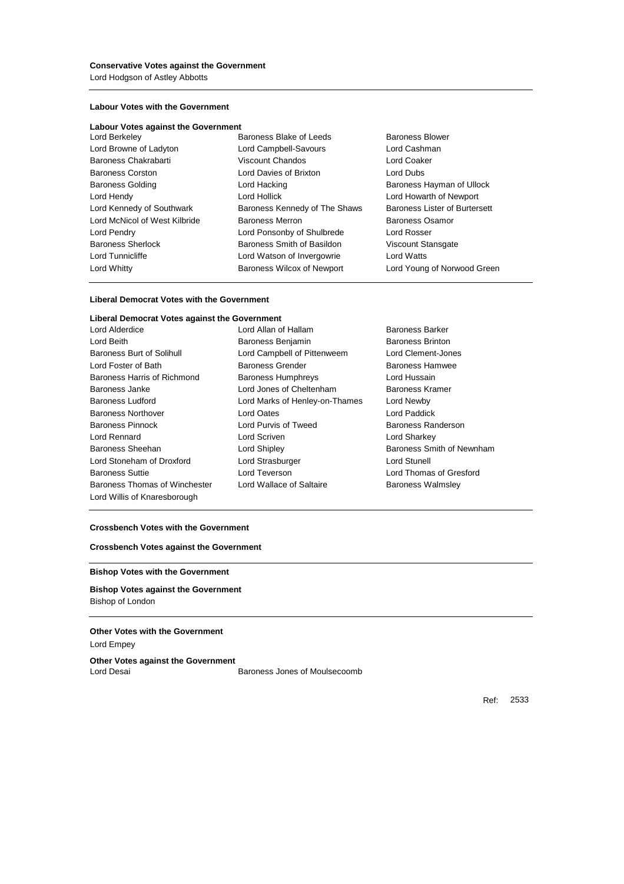**Conservative Votes against the Government**

Lord Hodgson of Astley Abbotts

**Labour Votes with the Government**

**Labour Votes against the Government**

| | | |
|---|---|---|
| Lord Berkeley | Baroness Blake of Leeds | Baroness Blower |
| Lord Browne of Ladyton | Lord Campbell-Savours | Lord Cashman |
| Baroness Chakrabarti | Viscount Chandos | Lord Coaker |
| Baroness Corston | Lord Davies of Brixton | Lord Dubs |
| Baroness Golding | Lord Hacking | Baroness Hayman of Ullock |
| Lord Hendy | Lord Hollick | Lord Howarth of Newport |
| Lord Kennedy of Southwark | Baroness Kennedy of The Shaws | Baroness Lister of Burtersett |
| Lord McNicol of West Kilbride | Baroness Merron | Baroness Osamor |
| Lord Pendry | Lord Ponsonby of Shulbrede | Lord Rosser |
| Baroness Sherlock | Baroness Smith of Basildon | Viscount Stansgate |
| Lord Tunnicliffe | Lord Watson of Invergowrie | Lord Watts |
| Lord Whitty | Baroness Wilcox of Newport | Lord Young of Norwood Green |

**Liberal Democrat Votes with the Government**

**Liberal Democrat Votes against the Government**

| | | |
|---|---|---|
| Lord Alderdice | Lord Allan of Hallam | Baroness Barker |
| Lord Beith | Baroness Benjamin | Baroness Brinton |
| Baroness Burt of Solihull | Lord Campbell of Pittenweem | Lord Clement-Jones |
| Lord Foster of Bath | Baroness Grender | Baroness Hamwee |
| Baroness Harris of Richmond | Baroness Humphreys | Lord Hussain |
| Baroness Janke | Lord Jones of Cheltenham | Baroness Kramer |
| Baroness Ludford | Lord Marks of Henley-on-Thames | Lord Newby |
| Baroness Northover | Lord Oates | Lord Paddick |
| Baroness Pinnock | Lord Purvis of Tweed | Baroness Randerson |
| Lord Rennard | Lord Scriven | Lord Sharkey |
| Baroness Sheehan | Lord Shipley | Baroness Smith of Newnham |
| Lord Stoneham of Droxford | Lord Strasburger | Lord Stunell |
| Baroness Suttie | Lord Teverson | Lord Thomas of Gresford |
| Baroness Thomas of Winchester | Lord Wallace of Saltaire | Baroness Walmsley |
| Lord Willis of Knaresborough | | |

**Crossbench Votes with the Government**

**Crossbench Votes against the Government**

**Bishop Votes with the Government**

**Bishop Votes against the Government**

Bishop of London

**Other Votes with the Government**

Lord Empey

**Other Votes against the Government**

Lord Desai

Baroness Jones of Moulsecoomb

Ref: 2533